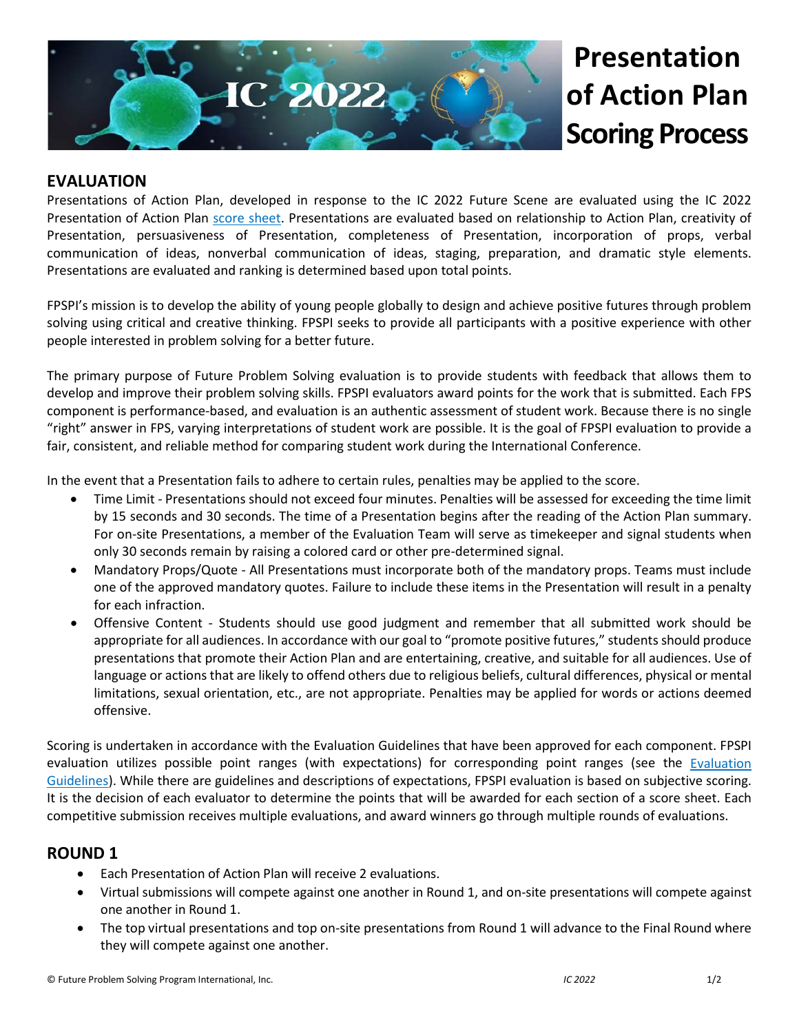# Presentation of Action Plan Scoring Process

## EVALUATION

Presentations of Action Plan, developed in response to the IC 2022 Future Scene are evaluated using the IC 2022 Presentation of Action Plan score sheet. Presentations are evaluated based on relationship to Action Plan, creativity of Presentation, persuasiveness of Presentation, completeness of Presentation, incorporation of props, verbal communication of ideas, nonverbal communication of ideas, staging, preparation, and dramatic style elements. Presentations are evaluated and ranking is determined based upon total points.

FPSPI's mission is to develop the ability of young people globally to design and achieve positive futures through problem solving using critical and creative thinking. FPSPI seeks to provide all participants with a positive experience with other people interested in problem solving for a better future.

The primary purpose of Future Problem Solving evaluation is to provide students with feedback that allows them to develop and improve their problem solving skills. FPSPI evaluators award points for the work that is submitted. Each FPS component is performance-based, and evaluation is an authentic assessment of student work. Because there is no single "right" answer in FPS, varying interpretations of student work are possible. It is the goal of FPSPI evaluation to provide a fair, consistent, and reliable method for comparing student work during the International Conference.

In the event that a Presentation fails to adhere to certain rules, penalties may be applied to the score.

- Time Limit - Presentations should not exceed four minutes. Penalties will be assessed for exceeding the time limit by 15 seconds and 30 seconds. The time of a Presentation begins after the reading of the Action Plan summary. For on-site Presentations, a member of the Evaluation Team will serve as timekeeper and signal students when only 30 seconds remain by raising a colored card or other pre-determined signal.
- Mandatory Props/Quote - All Presentations must incorporate both of the mandatory props. Teams must include one of the approved mandatory quotes. Failure to include these items in the Presentation will result in a penalty for each infraction.
- Offensive Content - Students should use good judgment and remember that all submitted work should be appropriate for all audiences. In accordance with our goal to "promote positive futures," students should produce presentations that promote their Action Plan and are entertaining, creative, and suitable for all audiences. Use of language or actions that are likely to offend others due to religious beliefs, cultural differences, physical or mental limitations, sexual orientation, etc., are not appropriate. Penalties may be applied for words or actions deemed offensive.

Scoring is undertaken in accordance with the Evaluation Guidelines that have been approved for each component. FPSPI evaluation utilizes possible point ranges (with expectations) for corresponding point ranges (see the Evaluation Guidelines). While there are guidelines and descriptions of expectations, FPSPI evaluation is based on subjective scoring. It is the decision of each evaluator to determine the points that will be awarded for each section of a score sheet. Each competitive submission receives multiple evaluations, and award winners go through multiple rounds of evaluations.

## ROUND 1

- Each Presentation of Action Plan will receive 2 evaluations.
- Virtual submissions will compete against one another in Round 1, and on-site presentations will compete against one another in Round 1.
- The top virtual presentations and top on-site presentations from Round 1 will advance to the Final Round where they will compete against one another.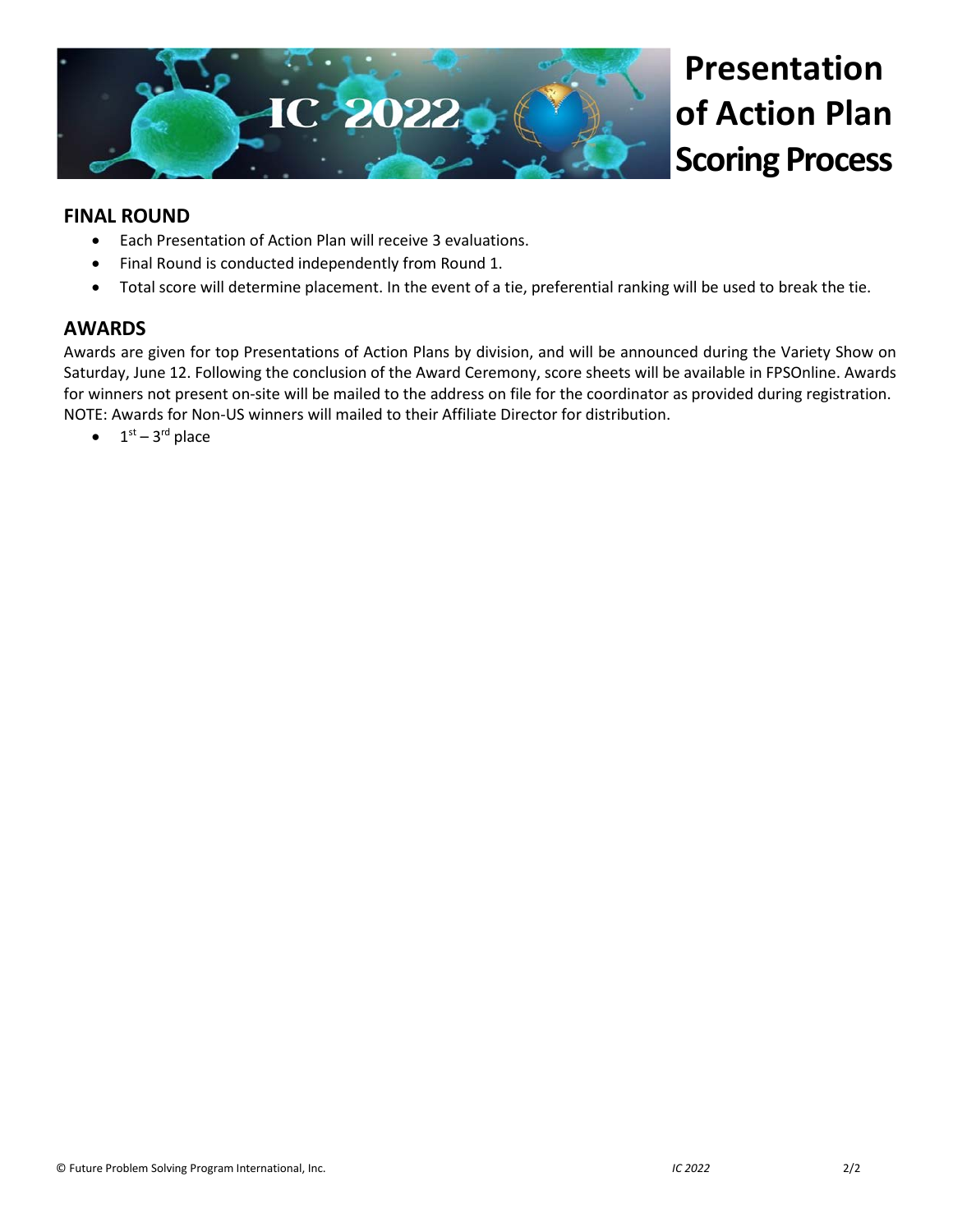# Presentation of Action Plan Scoring Process

## FINAL ROUND

- Each Presentation of Action Plan will receive 3 evaluations.
- Final Round is conducted independently from Round 1.
- Total score will determine placement. In the event of a tie, preferential ranking will be used to break the tie.

## AWARDS

Awards are given for top Presentations of Action Plans by division, and will be announced during the Variety Show on Saturday, June 12. Following the conclusion of the Award Ceremony, score sheets will be available in FPSOnline. Awards for winners not present on-site will be mailed to the address on file for the coordinator as provided during registration. NOTE: Awards for Non-US winners will mailed to their Affiliate Director for distribution.

- 1st – 3rd place